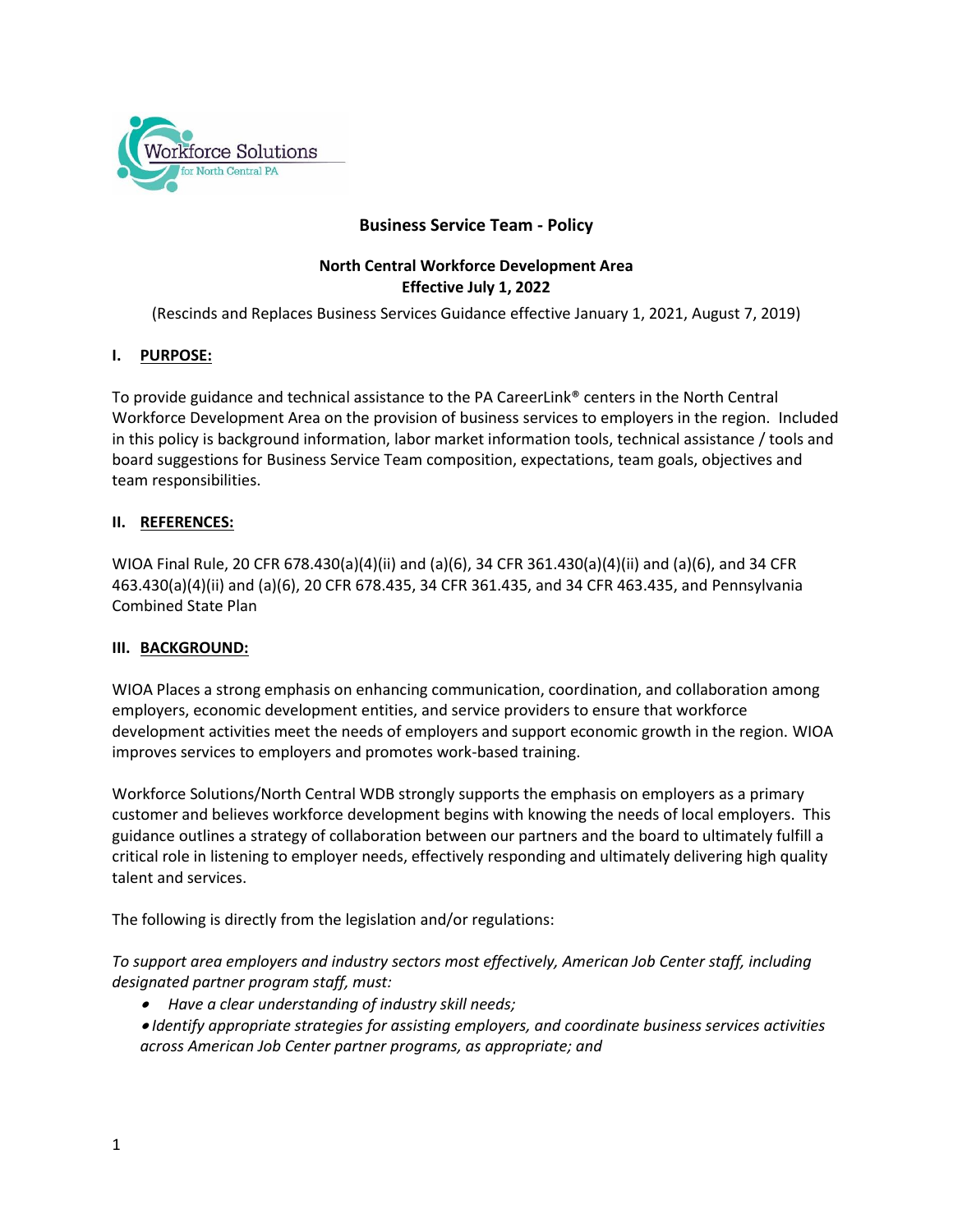# Business Service Team - Policy

**North Central Workforce Development Area**
**Effective July 1, 2022**

(Rescinds and Replaces Business Services Guidance effective January 1, 2021, August 7, 2019)

## I. PURPOSE:

To provide guidance and technical assistance to the PA CareerLink® centers in the North Central Workforce Development Area on the provision of business services to employers in the region. Included in this policy is background information, labor market information tools, technical assistance / tools and board suggestions for Business Service Team composition, expectations, team goals, objectives and team responsibilities.

## II. REFERENCES:

WIOA Final Rule, 20 CFR 678.430(a)(4)(ii) and (a)(6), 34 CFR 361.430(a)(4)(ii) and (a)(6), and 34 CFR 463.430(a)(4)(ii) and (a)(6), 20 CFR 678.435, 34 CFR 361.435, and 34 CFR 463.435, and Pennsylvania Combined State Plan

## III. BACKGROUND:

WIOA Places a strong emphasis on enhancing communication, coordination, and collaboration among employers, economic development entities, and service providers to ensure that workforce development activities meet the needs of employers and support economic growth in the region. WIOA improves services to employers and promotes work-based training.

Workforce Solutions/North Central WDB strongly supports the emphasis on employers as a primary customer and believes workforce development begins with knowing the needs of local employers. This guidance outlines a strategy of collaboration between our partners and the board to ultimately fulfill a critical role in listening to employer needs, effectively responding and ultimately delivering high quality talent and services.

The following is directly from the legislation and/or regulations:

*To support area employers and industry sectors most effectively, American Job Center staff, including designated partner program staff, must:*

- *Have a clear understanding of industry skill needs;*
- *Identify appropriate strategies for assisting employers, and coordinate business services activities across American Job Center partner programs, as appropriate; and*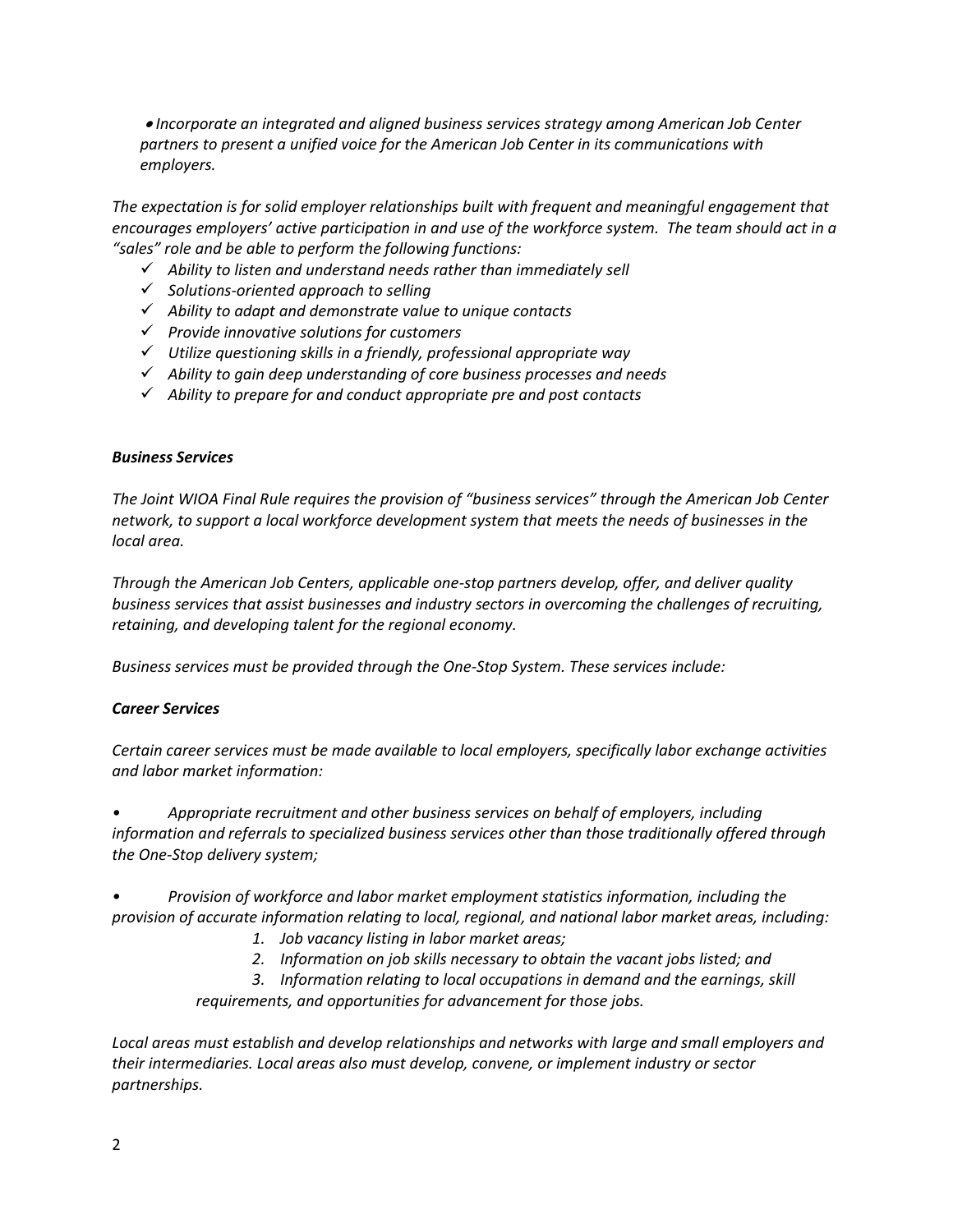- *Incorporate an integrated and aligned business services strategy among American Job Center partners to present a unified voice for the American Job Center in its communications with employers.*

*The expectation is for solid employer relationships built with frequent and meaningful engagement that encourages employers' active participation in and use of the workforce system. The team should act in a "sales" role and be able to perform the following functions:*

- ✓ *Ability to listen and understand needs rather than immediately sell*
- ✓ *Solutions-oriented approach to selling*
- ✓ *Ability to adapt and demonstrate value to unique contacts*
- ✓ *Provide innovative solutions for customers*
- ✓ *Utilize questioning skills in a friendly, professional appropriate way*
- ✓ *Ability to gain deep understanding of core business processes and needs*
- ✓ *Ability to prepare for and conduct appropriate pre and post contacts*

***Business Services***

*The Joint WIOA Final Rule requires the provision of "business services" through the American Job Center network, to support a local workforce development system that meets the needs of businesses in the local area.*

*Through the American Job Centers, applicable one-stop partners develop, offer, and deliver quality business services that assist businesses and industry sectors in overcoming the challenges of recruiting, retaining, and developing talent for the regional economy.*

*Business services must be provided through the One-Stop System. These services include:*

***Career Services***

*Certain career services must be made available to local employers, specifically labor exchange activities and labor market information:*

- *Appropriate recruitment and other business services on behalf of employers, including information and referrals to specialized business services other than those traditionally offered through the One-Stop delivery system;*

- *Provision of workforce and labor market employment statistics information, including the provision of accurate information relating to local, regional, and national labor market areas, including:*
    1. *Job vacancy listing in labor market areas;*
    2. *Information on job skills necessary to obtain the vacant jobs listed; and*
    3. *Information relating to local occupations in demand and the earnings, skill requirements, and opportunities for advancement for those jobs.*

*Local areas must establish and develop relationships and networks with large and small employers and their intermediaries. Local areas also must develop, convene, or implement industry or sector partnerships.*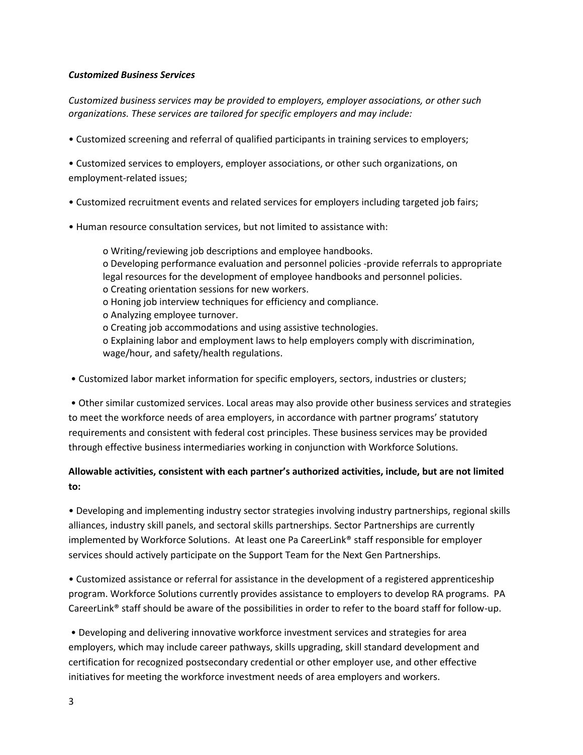***Customized Business Services***

*Customized business services may be provided to employers, employer associations, or other such organizations. These services are tailored for specific employers and may include:*

- Customized screening and referral of qualified participants in training services to employers;
- Customized services to employers, employer associations, or other such organizations, on employment-related issues;
- Customized recruitment events and related services for employers including targeted job fairs;
- Human resource consultation services, but not limited to assistance with:
  - Writing/reviewing job descriptions and employee handbooks.
  - Developing performance evaluation and personnel policies -provide referrals to appropriate legal resources for the development of employee handbooks and personnel policies.
  - Creating orientation sessions for new workers.
  - Honing job interview techniques for efficiency and compliance.
  - Analyzing employee turnover.
  - Creating job accommodations and using assistive technologies.
  - Explaining labor and employment laws to help employers comply with discrimination, wage/hour, and safety/health regulations.
- Customized labor market information for specific employers, sectors, industries or clusters;
- Other similar customized services. Local areas may also provide other business services and strategies to meet the workforce needs of area employers, in accordance with partner programs' statutory requirements and consistent with federal cost principles. These business services may be provided through effective business intermediaries working in conjunction with Workforce Solutions.

**Allowable activities, consistent with each partner's authorized activities, include, but are not limited to:**

- Developing and implementing industry sector strategies involving industry partnerships, regional skills alliances, industry skill panels, and sectoral skills partnerships. Sector Partnerships are currently implemented by Workforce Solutions. At least one Pa CareerLink® staff responsible for employer services should actively participate on the Support Team for the Next Gen Partnerships.
- Customized assistance or referral for assistance in the development of a registered apprenticeship program. Workforce Solutions currently provides assistance to employers to develop RA programs. PA CareerLink® staff should be aware of the possibilities in order to refer to the board staff for follow-up.
- Developing and delivering innovative workforce investment services and strategies for area employers, which may include career pathways, skills upgrading, skill standard development and certification for recognized postsecondary credential or other employer use, and other effective initiatives for meeting the workforce investment needs of area employers and workers.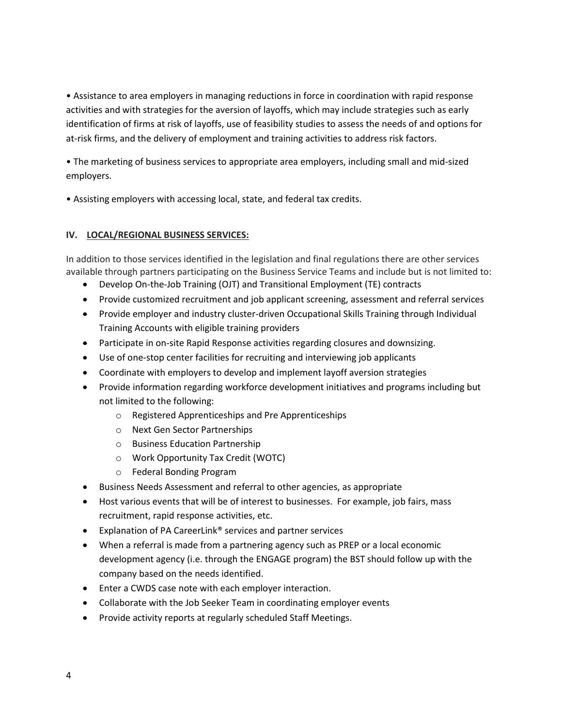- Assistance to area employers in managing reductions in force in coordination with rapid response activities and with strategies for the aversion of layoffs, which may include strategies such as early identification of firms at risk of layoffs, use of feasibility studies to assess the needs of and options for at-risk firms, and the delivery of employment and training activities to address risk factors.

- The marketing of business services to appropriate area employers, including small and mid-sized employers.

- Assisting employers with accessing local, state, and federal tax credits.

## IV. LOCAL/REGIONAL BUSINESS SERVICES:

In addition to those services identified in the legislation and final regulations there are other services available through partners participating on the Business Service Teams and include but is not limited to:

- Develop On-the-Job Training (OJT) and Transitional Employment (TE) contracts
- Provide customized recruitment and job applicant screening, assessment and referral services
- Provide employer and industry cluster-driven Occupational Skills Training through Individual Training Accounts with eligible training providers
- Participate in on-site Rapid Response activities regarding closures and downsizing.
- Use of one-stop center facilities for recruiting and interviewing job applicants
- Coordinate with employers to develop and implement layoff aversion strategies
- Provide information regarding workforce development initiatives and programs including but not limited to the following:
    - Registered Apprenticeships and Pre Apprenticeships
    - Next Gen Sector Partnerships
    - Business Education Partnership
    - Work Opportunity Tax Credit (WOTC)
    - Federal Bonding Program
- Business Needs Assessment and referral to other agencies, as appropriate
- Host various events that will be of interest to businesses. For example, job fairs, mass recruitment, rapid response activities, etc.
- Explanation of PA CareerLink® services and partner services
- When a referral is made from a partnering agency such as PREP or a local economic development agency (i.e. through the ENGAGE program) the BST should follow up with the company based on the needs identified.
- Enter a CWDS case note with each employer interaction.
- Collaborate with the Job Seeker Team in coordinating employer events
- Provide activity reports at regularly scheduled Staff Meetings.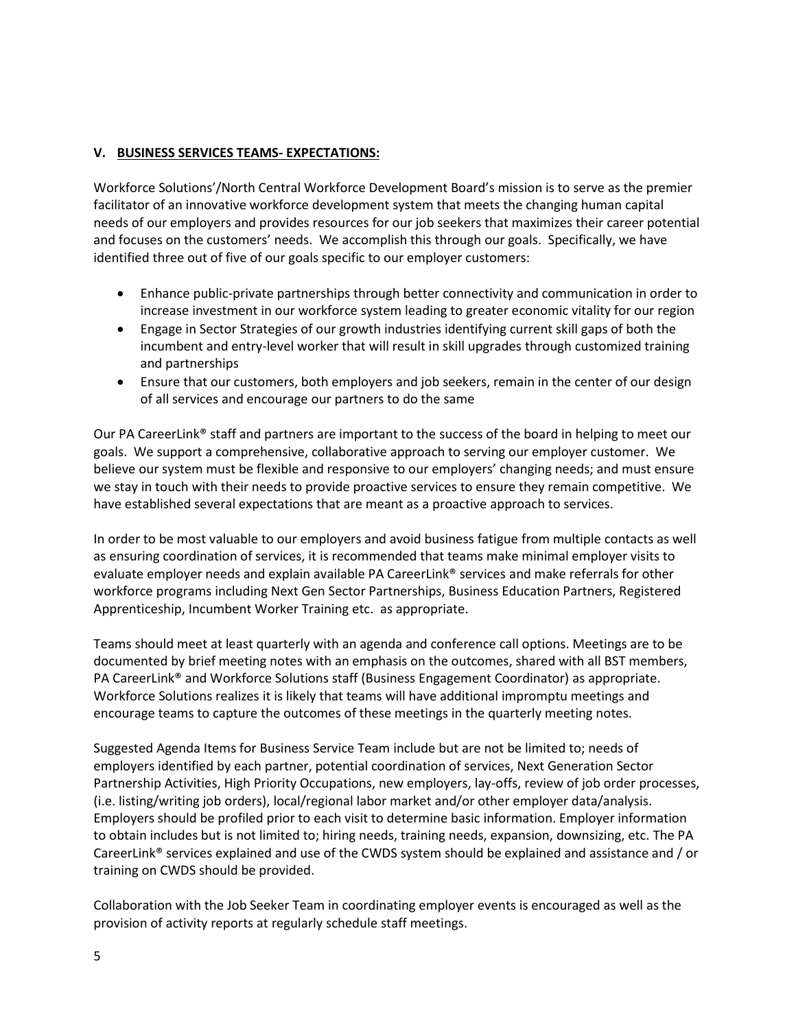## V. BUSINESS SERVICES TEAMS- EXPECTATIONS:

Workforce Solutions'/North Central Workforce Development Board's mission is to serve as the premier facilitator of an innovative workforce development system that meets the changing human capital needs of our employers and provides resources for our job seekers that maximizes their career potential and focuses on the customers' needs. We accomplish this through our goals. Specifically, we have identified three out of five of our goals specific to our employer customers:

- Enhance public-private partnerships through better connectivity and communication in order to increase investment in our workforce system leading to greater economic vitality for our region
- Engage in Sector Strategies of our growth industries identifying current skill gaps of both the incumbent and entry-level worker that will result in skill upgrades through customized training and partnerships
- Ensure that our customers, both employers and job seekers, remain in the center of our design of all services and encourage our partners to do the same

Our PA CareerLink® staff and partners are important to the success of the board in helping to meet our goals. We support a comprehensive, collaborative approach to serving our employer customer. We believe our system must be flexible and responsive to our employers' changing needs; and must ensure we stay in touch with their needs to provide proactive services to ensure they remain competitive. We have established several expectations that are meant as a proactive approach to services.

In order to be most valuable to our employers and avoid business fatigue from multiple contacts as well as ensuring coordination of services, it is recommended that teams make minimal employer visits to evaluate employer needs and explain available PA CareerLink® services and make referrals for other workforce programs including Next Gen Sector Partnerships, Business Education Partners, Registered Apprenticeship, Incumbent Worker Training etc. as appropriate.

Teams should meet at least quarterly with an agenda and conference call options. Meetings are to be documented by brief meeting notes with an emphasis on the outcomes, shared with all BST members, PA CareerLink® and Workforce Solutions staff (Business Engagement Coordinator) as appropriate. Workforce Solutions realizes it is likely that teams will have additional impromptu meetings and encourage teams to capture the outcomes of these meetings in the quarterly meeting notes.

Suggested Agenda Items for Business Service Team include but are not be limited to; needs of employers identified by each partner, potential coordination of services, Next Generation Sector Partnership Activities, High Priority Occupations, new employers, lay-offs, review of job order processes, (i.e. listing/writing job orders), local/regional labor market and/or other employer data/analysis. Employers should be profiled prior to each visit to determine basic information. Employer information to obtain includes but is not limited to; hiring needs, training needs, expansion, downsizing, etc. The PA CareerLink® services explained and use of the CWDS system should be explained and assistance and / or training on CWDS should be provided.

Collaboration with the Job Seeker Team in coordinating employer events is encouraged as well as the provision of activity reports at regularly schedule staff meetings.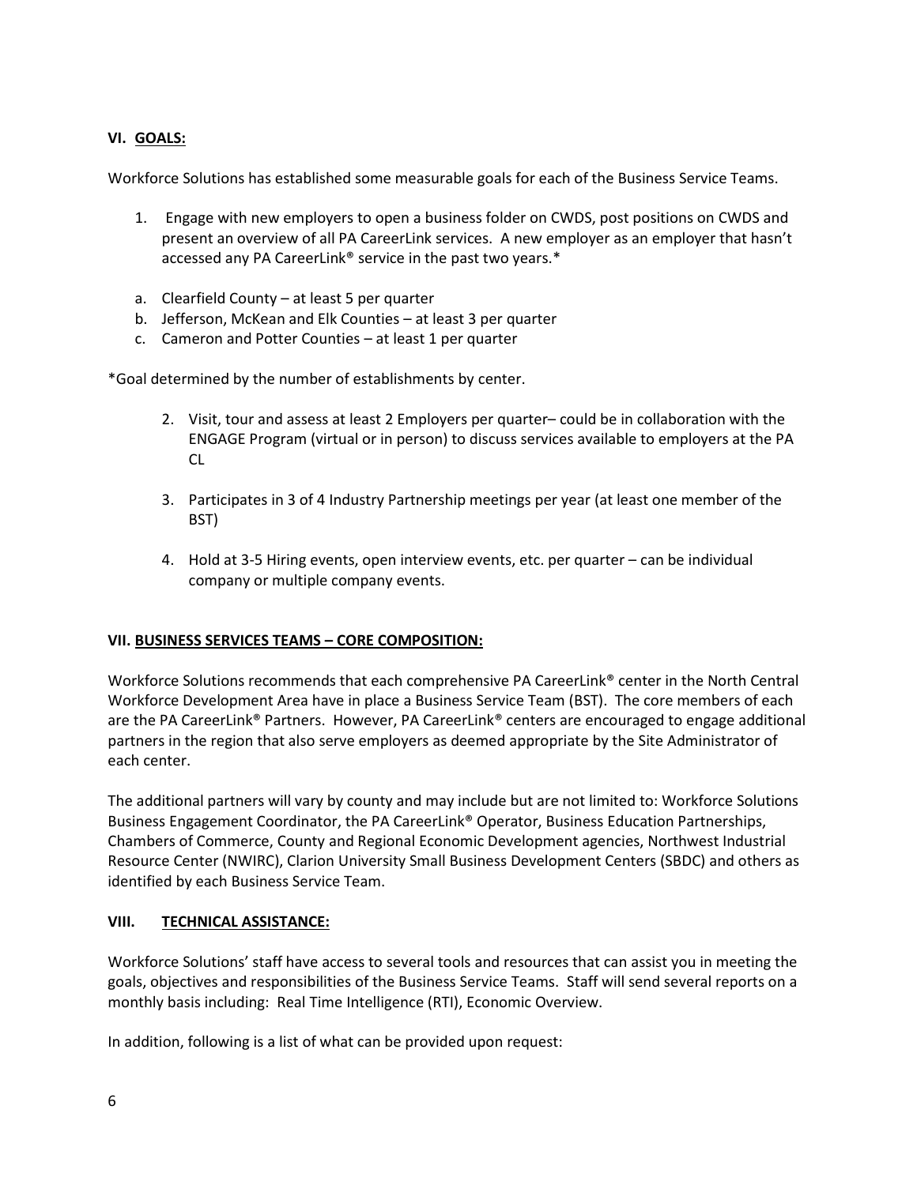## VI. GOALS:

Workforce Solutions has established some measurable goals for each of the Business Service Teams.

1. Engage with new employers to open a business folder on CWDS, post positions on CWDS and present an overview of all PA CareerLink services. A new employer as an employer that hasn't accessed any PA CareerLink® service in the past two years.*

a. Clearfield County – at least 5 per quarter
b. Jefferson, McKean and Elk Counties – at least 3 per quarter
c. Cameron and Potter Counties – at least 1 per quarter

*Goal determined by the number of establishments by center.

2. Visit, tour and assess at least 2 Employers per quarter– could be in collaboration with the ENGAGE Program (virtual or in person) to discuss services available to employers at the PA CL

3. Participates in 3 of 4 Industry Partnership meetings per year (at least one member of the BST)

4. Hold at 3-5 Hiring events, open interview events, etc. per quarter – can be individual company or multiple company events.

## VII. BUSINESS SERVICES TEAMS – CORE COMPOSITION:

Workforce Solutions recommends that each comprehensive PA CareerLink® center in the North Central Workforce Development Area have in place a Business Service Team (BST). The core members of each are the PA CareerLink® Partners. However, PA CareerLink® centers are encouraged to engage additional partners in the region that also serve employers as deemed appropriate by the Site Administrator of each center.

The additional partners will vary by county and may include but are not limited to: Workforce Solutions Business Engagement Coordinator, the PA CareerLink® Operator, Business Education Partnerships, Chambers of Commerce, County and Regional Economic Development agencies, Northwest Industrial Resource Center (NWIRC), Clarion University Small Business Development Centers (SBDC) and others as identified by each Business Service Team.

## VIII. TECHNICAL ASSISTANCE:

Workforce Solutions' staff have access to several tools and resources that can assist you in meeting the goals, objectives and responsibilities of the Business Service Teams. Staff will send several reports on a monthly basis including: Real Time Intelligence (RTI), Economic Overview.

In addition, following is a list of what can be provided upon request: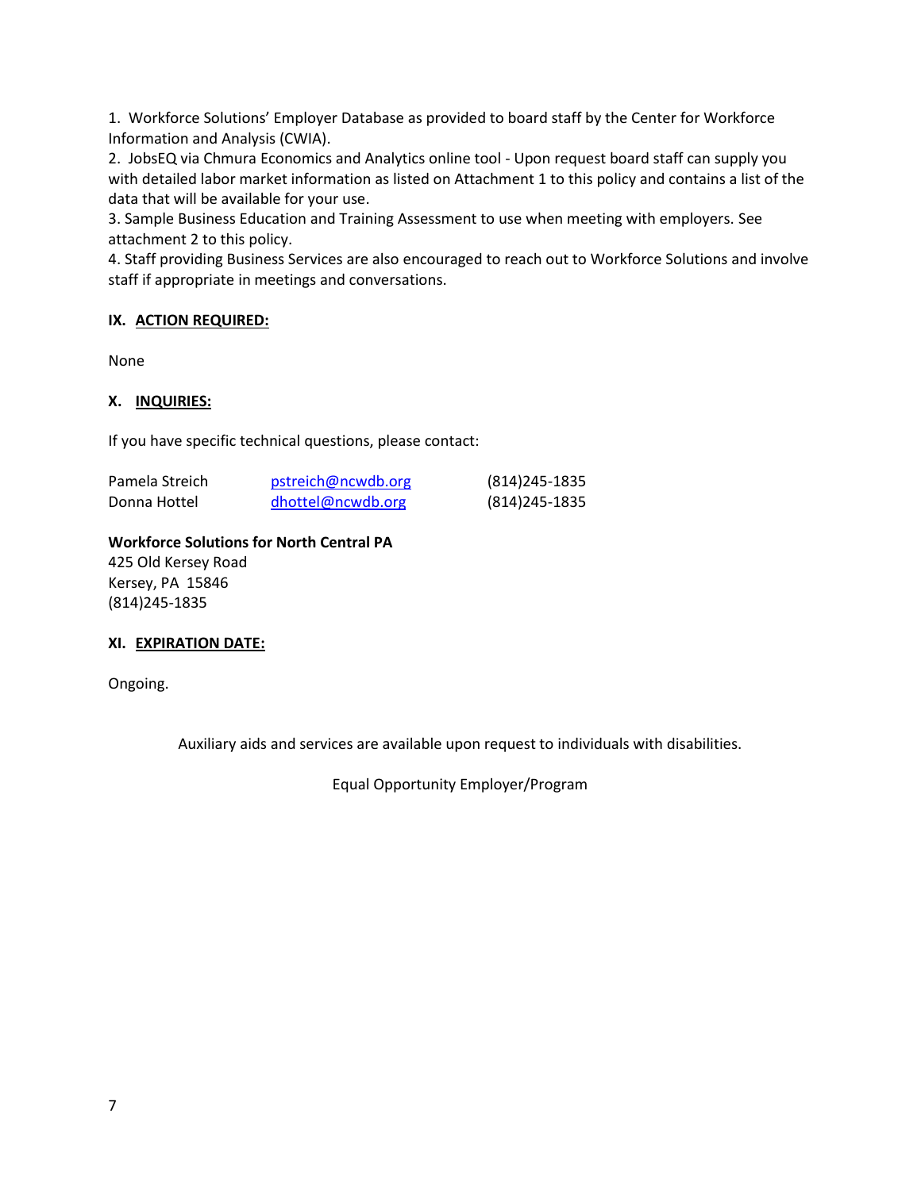1. Workforce Solutions' Employer Database as provided to board staff by the Center for Workforce Information and Analysis (CWIA).
2. JobsEQ via Chmura Economics and Analytics online tool - Upon request board staff can supply you with detailed labor market information as listed on Attachment 1 to this policy and contains a list of the data that will be available for your use.
3. Sample Business Education and Training Assessment to use when meeting with employers. See attachment 2 to this policy.
4. Staff providing Business Services are also encouraged to reach out to Workforce Solutions and involve staff if appropriate in meetings and conversations.

## IX. ACTION REQUIRED:

None

## X. INQUIRIES:

If you have specific technical questions, please contact:

| | | |
|---|---|---|
| Pamela Streich | pstreich@ncwdb.org | (814)245-1835 |
| Donna Hottel | dhottel@ncwdb.org | (814)245-1835 |

**Workforce Solutions for North Central PA**
425 Old Kersey Road
Kersey, PA 15846
(814)245-1835

## XI. EXPIRATION DATE:

Ongoing.

Auxiliary aids and services are available upon request to individuals with disabilities.

Equal Opportunity Employer/Program